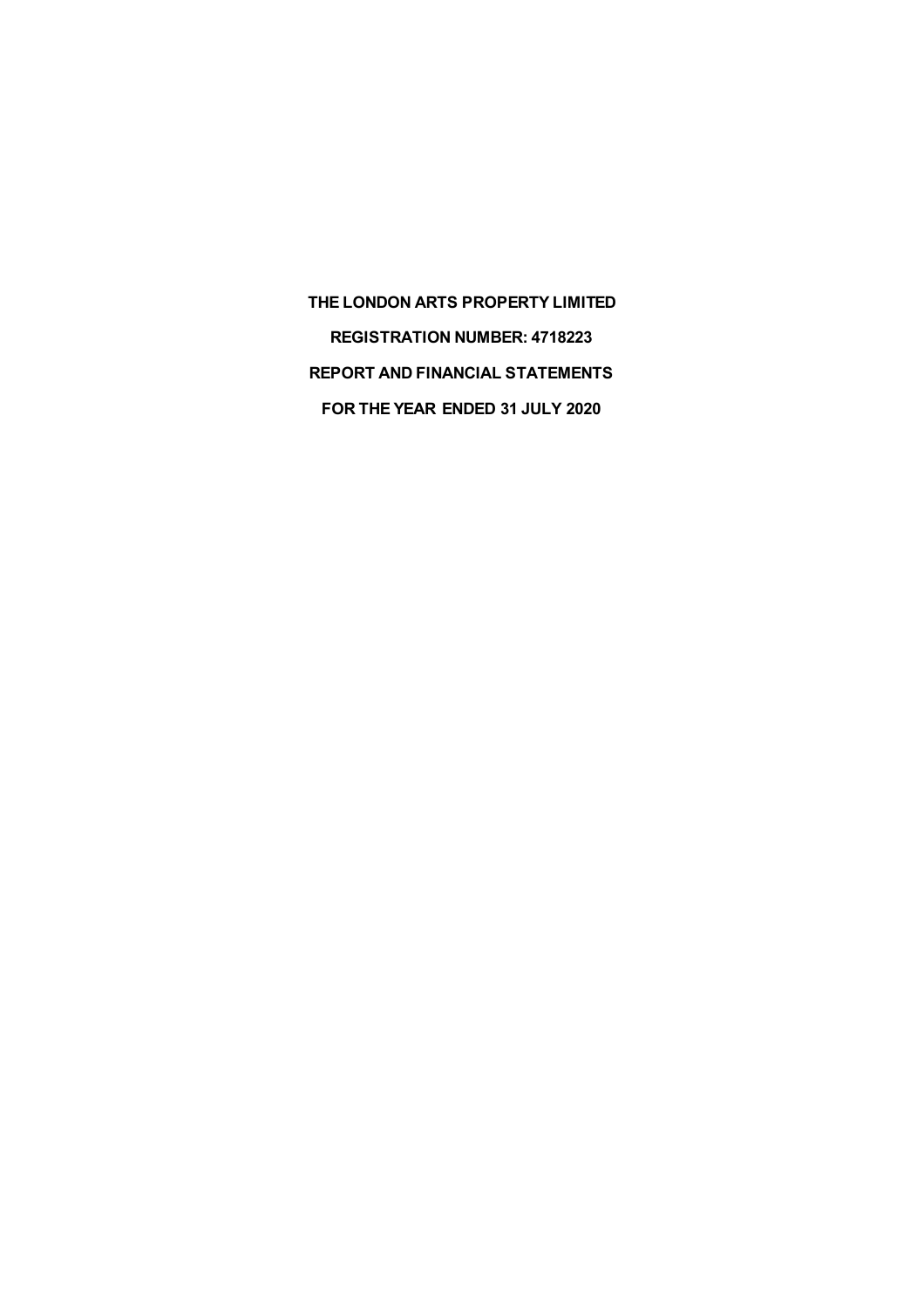# THE LONDON ARTS PROPERTY LIMITED

**REGISTRATION NUMBER: 4718223**

**REPORT AND FINANCIAL STATEMENTS**

**FOR THE YEAR ENDED 31 JULY 2020**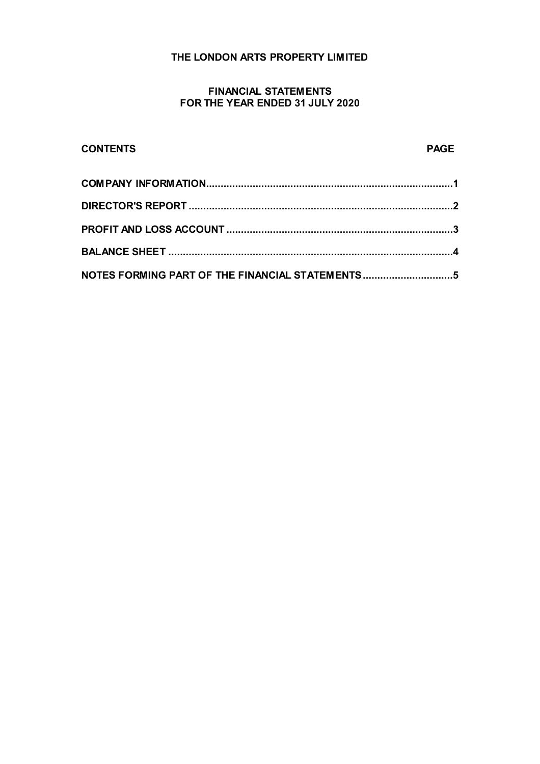# THE LONDON ARTS PROPERTY LIMITED

## FINANCIAL STATEMENTS
## FOR THE YEAR ENDED 31 JULY 2020

| CONTENTS | PAGE |
| --- | --- |
| COMPANY INFORMATION | 1 |
| DIRECTOR'S REPORT | 2 |
| PROFIT AND LOSS ACCOUNT | 3 |
| BALANCE SHEET | 4 |
| NOTES FORMING PART OF THE FINANCIAL STATEMENTS | 5 |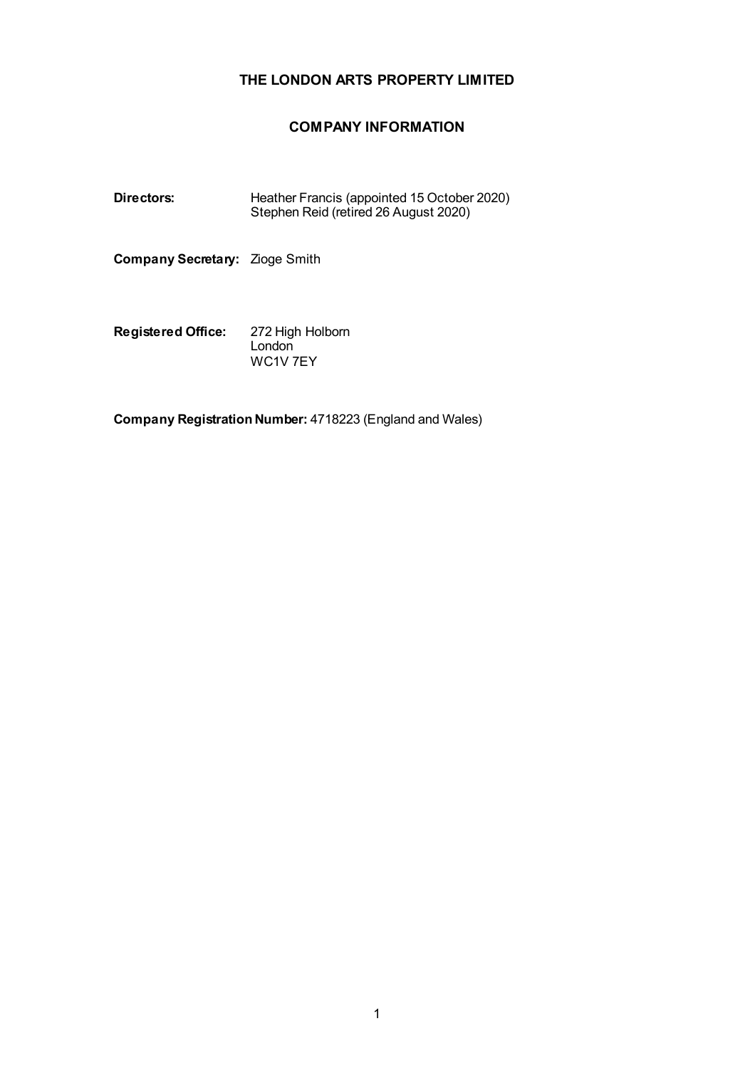# THE LONDON ARTS PROPERTY LIMITED

## COMPANY INFORMATION

**Directors:** Heather Francis (appointed 15 October 2020)
Stephen Reid (retired 26 August 2020)

**Company Secretary:** Zioge Smith

**Registered Office:** 272 High Holborn
London
WC1V 7EY

**Company Registration Number:** 4718223 (England and Wales)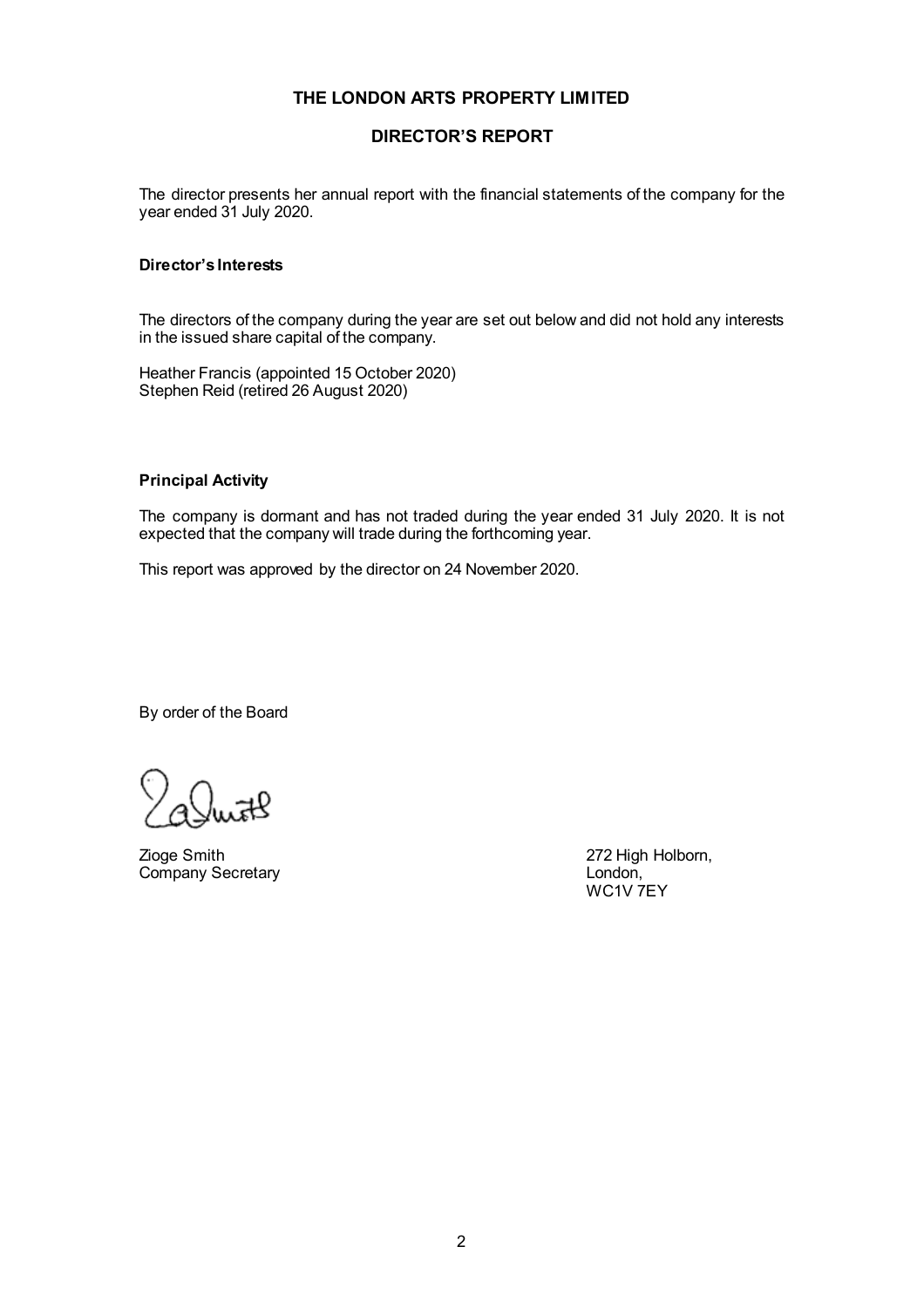# THE LONDON ARTS PROPERTY LIMITED

## DIRECTOR'S REPORT

The director presents her annual report with the financial statements of the company for the year ended 31 July 2020.

**Director's Interests**

The directors of the company during the year are set out below and did not hold any interests in the issued share capital of the company.

Heather Francis (appointed 15 October 2020)
Stephen Reid (retired 26 August 2020)

**Principal Activity**

The company is dormant and has not traded during the year ended 31 July 2020. It is not expected that the company will trade during the forthcoming year.

This report was approved by the director on 24 November 2020.

By order of the Board

Zioge Smith
Company Secretary

272 High Holborn,
London,
WC1V 7EY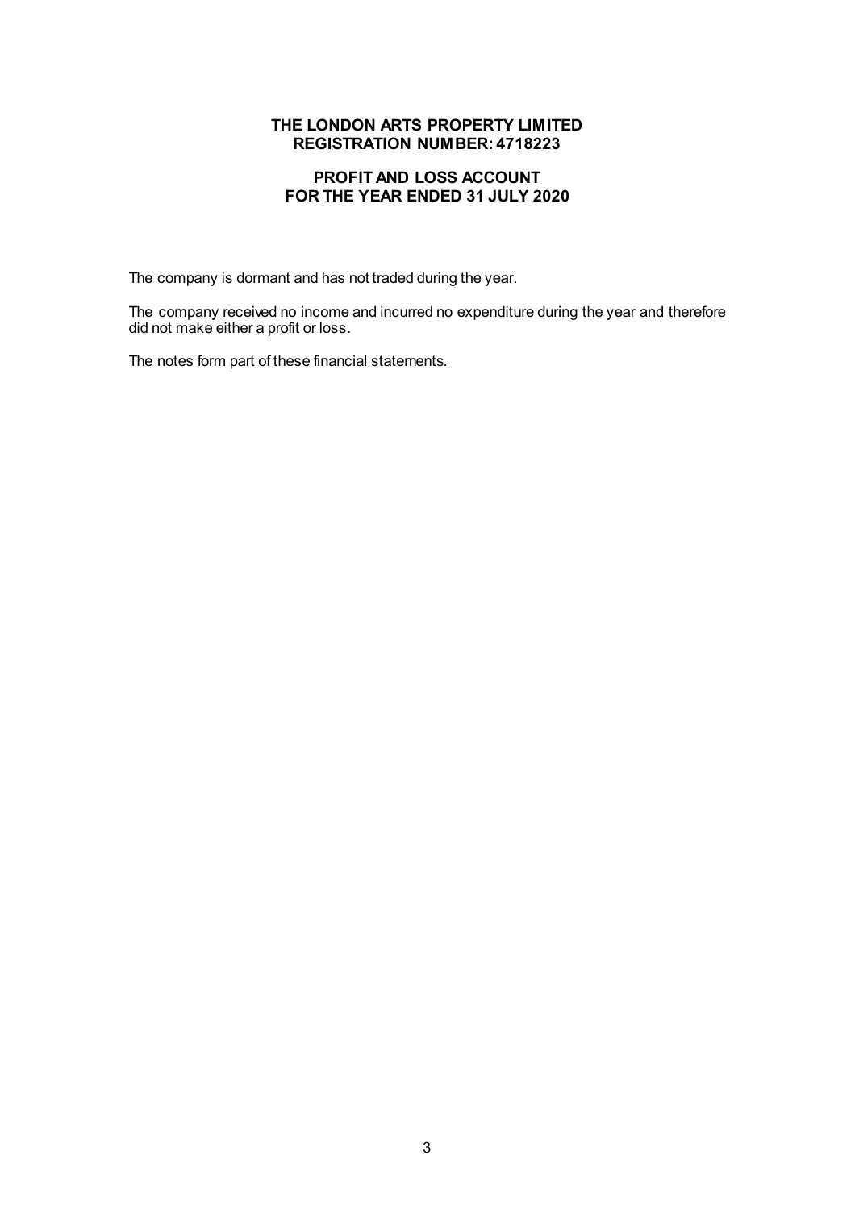**THE LONDON ARTS PROPERTY LIMITED**
**REGISTRATION NUMBER: 4718223**

**PROFIT AND LOSS ACCOUNT**
**FOR THE YEAR ENDED 31 JULY 2020**

The company is dormant and has not traded during the year.

The company received no income and incurred no expenditure during the year and therefore did not make either a profit or loss.

The notes form part of these financial statements.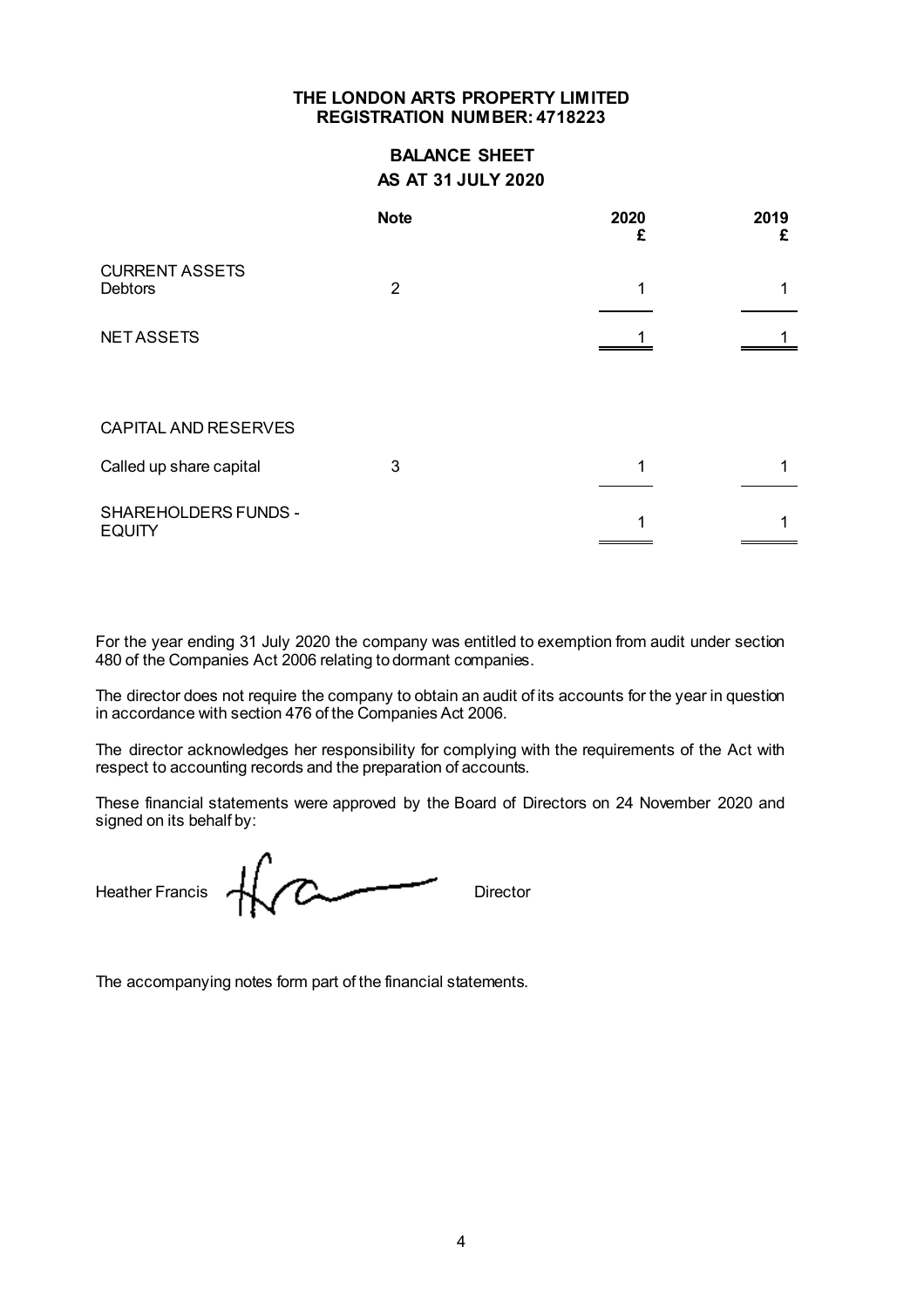**THE LONDON ARTS PROPERTY LIMITED**
**REGISTRATION NUMBER: 4718223**

## BALANCE SHEET
## AS AT 31 JULY 2020

| | Note | 2020 £ | 2019 £ |
|---|---|---|---|
| CURRENT ASSETS | | | |
| Debtors | 2 | 1 | 1 |
| NET ASSETS | | 1 | 1 |
| CAPITAL AND RESERVES | | | |
| Called up share capital | 3 | 1 | 1 |
| SHAREHOLDERS FUNDS - EQUITY | | 1 | 1 |

For the year ending 31 July 2020 the company was entitled to exemption from audit under section 480 of the Companies Act 2006 relating to dormant companies.

The director does not require the company to obtain an audit of its accounts for the year in question in accordance with section 476 of the Companies Act 2006.

The director acknowledges her responsibility for complying with the requirements of the Act with respect to accounting records and the preparation of accounts.

These financial statements were approved by the Board of Directors on 24 November 2020 and signed on its behalf by:

Heather Francis Director

The accompanying notes form part of the financial statements.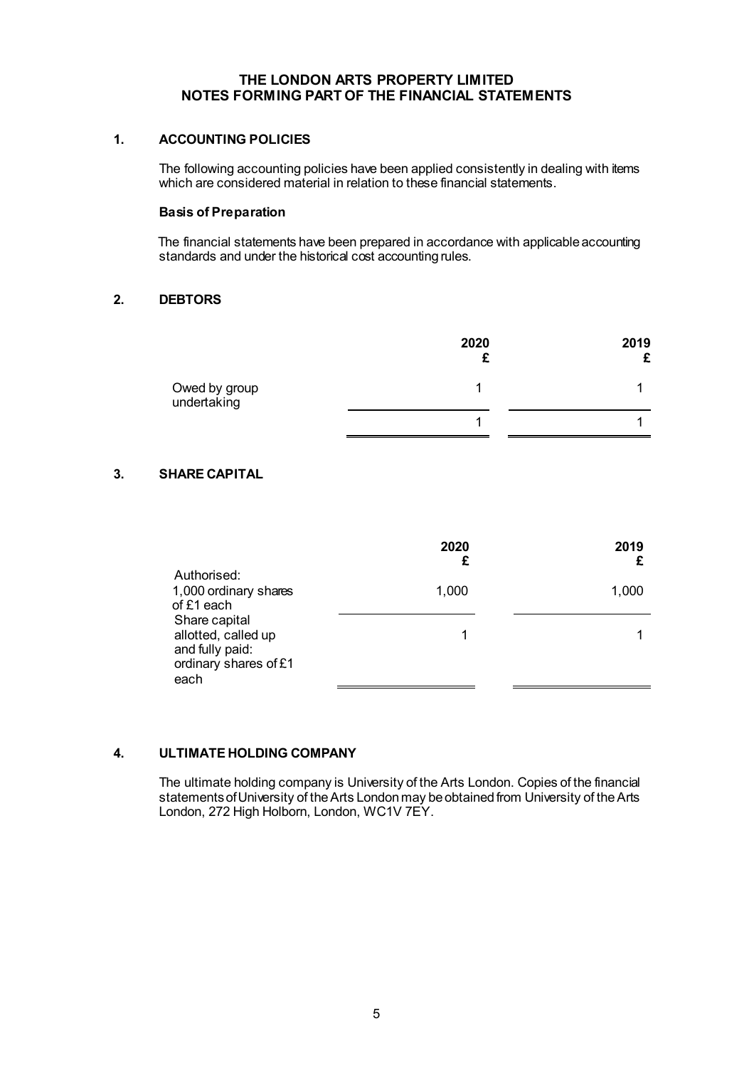# THE LONDON ARTS PROPERTY LIMITED
# NOTES FORMING PART OF THE FINANCIAL STATEMENTS

## 1. ACCOUNTING POLICIES

The following accounting policies have been applied consistently in dealing with items which are considered material in relation to these financial statements.

**Basis of Preparation**

The financial statements have been prepared in accordance with applicable accounting standards and under the historical cost accounting rules.

## 2. DEBTORS

| | 2020 £ | 2019 £ |
|---|---|---|
| Owed by group undertaking | 1 | 1 |
| | 1 | 1 |

## 3. SHARE CAPITAL

| | 2020 £ | 2019 £ |
|---|---|---|
| Authorised: | | |
| 1,000 ordinary shares of £1 each | 1,000 | 1,000 |
| Share capital allotted, called up and fully paid: ordinary shares of £1 each | 1 | 1 |

## 4. ULTIMATE HOLDING COMPANY

The ultimate holding company is University of the Arts London. Copies of the financial statements of University of the Arts London may be obtained from University of the Arts London, 272 High Holborn, London, WC1V 7EY.